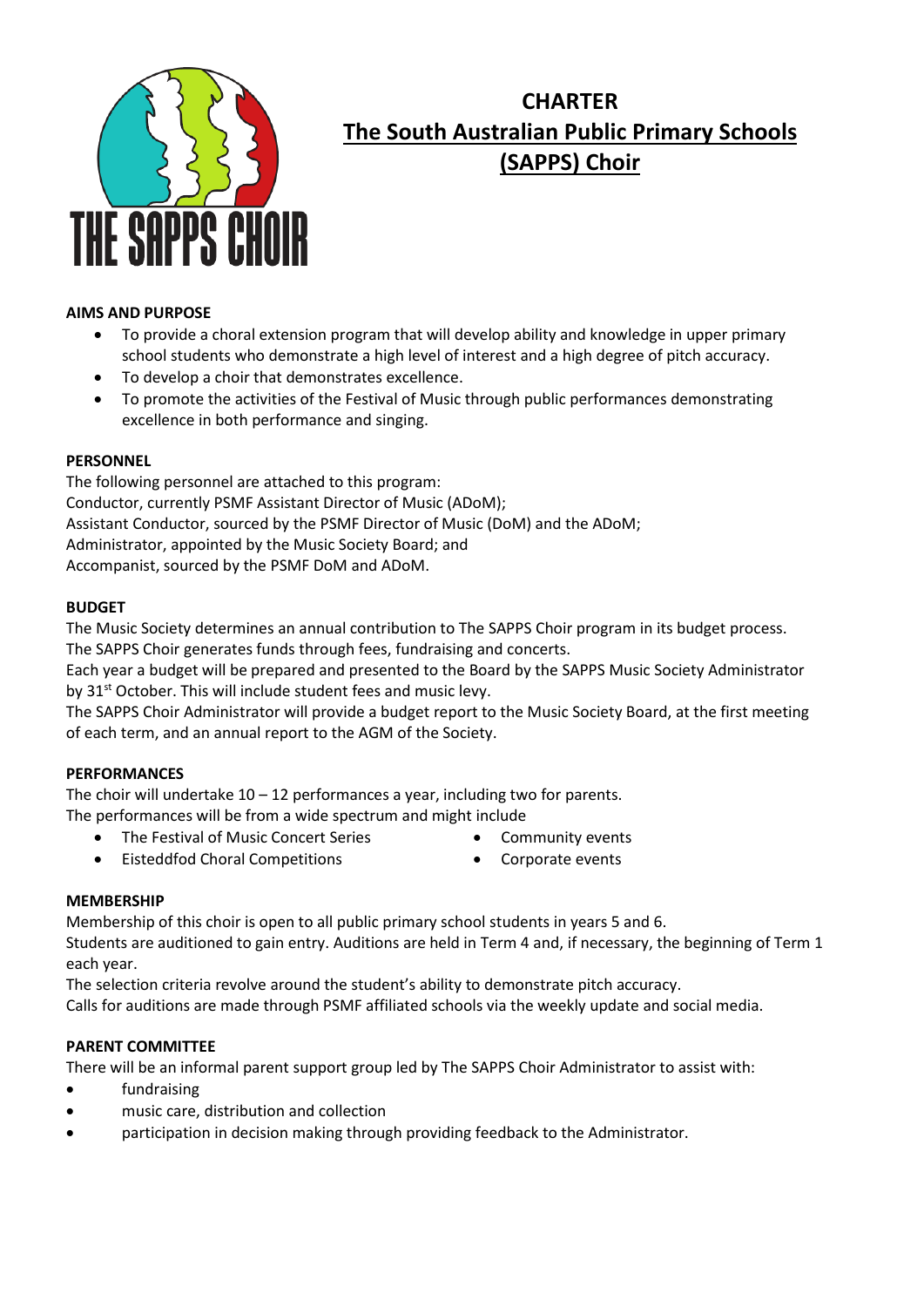# CHARTER

# The South Australian Public Primary Schools (SAPPS) Choir

**AIMS AND PURPOSE**

- To provide a choral extension program that will develop ability and knowledge in upper primary school students who demonstrate a high level of interest and a high degree of pitch accuracy.
- To develop a choir that demonstrates excellence.
- To promote the activities of the Festival of Music through public performances demonstrating excellence in both performance and singing.

**PERSONNEL**

The following personnel are attached to this program:
Conductor, currently PSMF Assistant Director of Music (ADoM);
Assistant Conductor, sourced by the PSMF Director of Music (DoM) and the ADoM;
Administrator, appointed by the Music Society Board; and
Accompanist, sourced by the PSMF DoM and ADoM.

**BUDGET**

The Music Society determines an annual contribution to The SAPPS Choir program in its budget process.
The SAPPS Choir generates funds through fees, fundraising and concerts.
Each year a budget will be prepared and presented to the Board by the SAPPS Music Society Administrator by 31st October. This will include student fees and music levy.
The SAPPS Choir Administrator will provide a budget report to the Music Society Board, at the first meeting of each term, and an annual report to the AGM of the Society.

**PERFORMANCES**

The choir will undertake 10 – 12 performances a year, including two for parents.
The performances will be from a wide spectrum and might include

- The Festival of Music Concert Series
- Eisteddfod Choral Competitions
- Community events
- Corporate events

**MEMBERSHIP**

Membership of this choir is open to all public primary school students in years 5 and 6.
Students are auditioned to gain entry. Auditions are held in Term 4 and, if necessary, the beginning of Term 1 each year.
The selection criteria revolve around the student's ability to demonstrate pitch accuracy.
Calls for auditions are made through PSMF affiliated schools via the weekly update and social media.

**PARENT COMMITTEE**

There will be an informal parent support group led by The SAPPS Choir Administrator to assist with:

- fundraising
- music care, distribution and collection
- participation in decision making through providing feedback to the Administrator.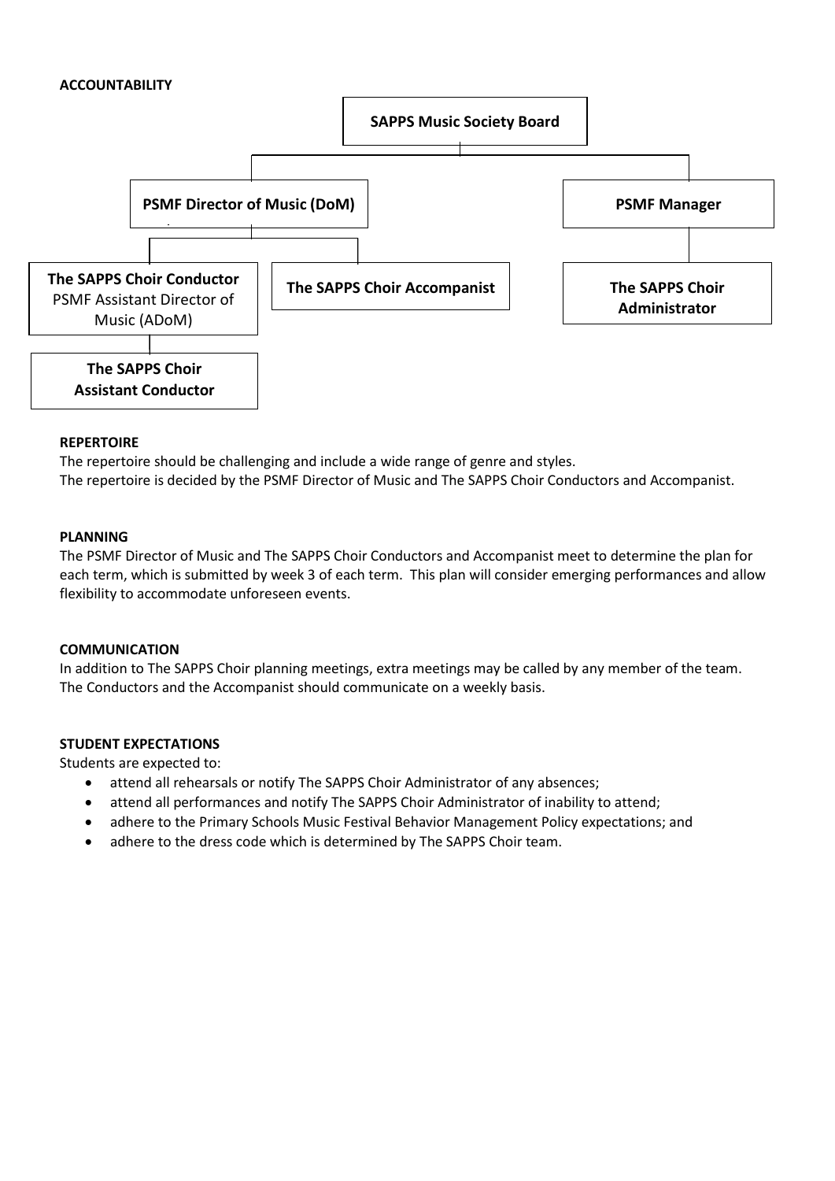**ACCOUNTABILITY**

- SAPPS Music Society Board
  - PSMF Director of Music (DoM)
    - The SAPPS Choir Conductor – PSMF Assistant Director of Music (ADoM)
      - The SAPPS Choir Assistant Conductor
    - The SAPPS Choir Accompanist
  - PSMF Manager
    - The SAPPS Choir Administrator

**REPERTOIRE**

The repertoire should be challenging and include a wide range of genre and styles.
The repertoire is decided by the PSMF Director of Music and The SAPPS Choir Conductors and Accompanist.

**PLANNING**

The PSMF Director of Music and The SAPPS Choir Conductors and Accompanist meet to determine the plan for each term, which is submitted by week 3 of each term. This plan will consider emerging performances and allow flexibility to accommodate unforeseen events.

**COMMUNICATION**

In addition to The SAPPS Choir planning meetings, extra meetings may be called by any member of the team. The Conductors and the Accompanist should communicate on a weekly basis.

**STUDENT EXPECTATIONS**

Students are expected to:

- attend all rehearsals or notify The SAPPS Choir Administrator of any absences;
- attend all performances and notify The SAPPS Choir Administrator of inability to attend;
- adhere to the Primary Schools Music Festival Behavior Management Policy expectations; and
- adhere to the dress code which is determined by The SAPPS Choir team.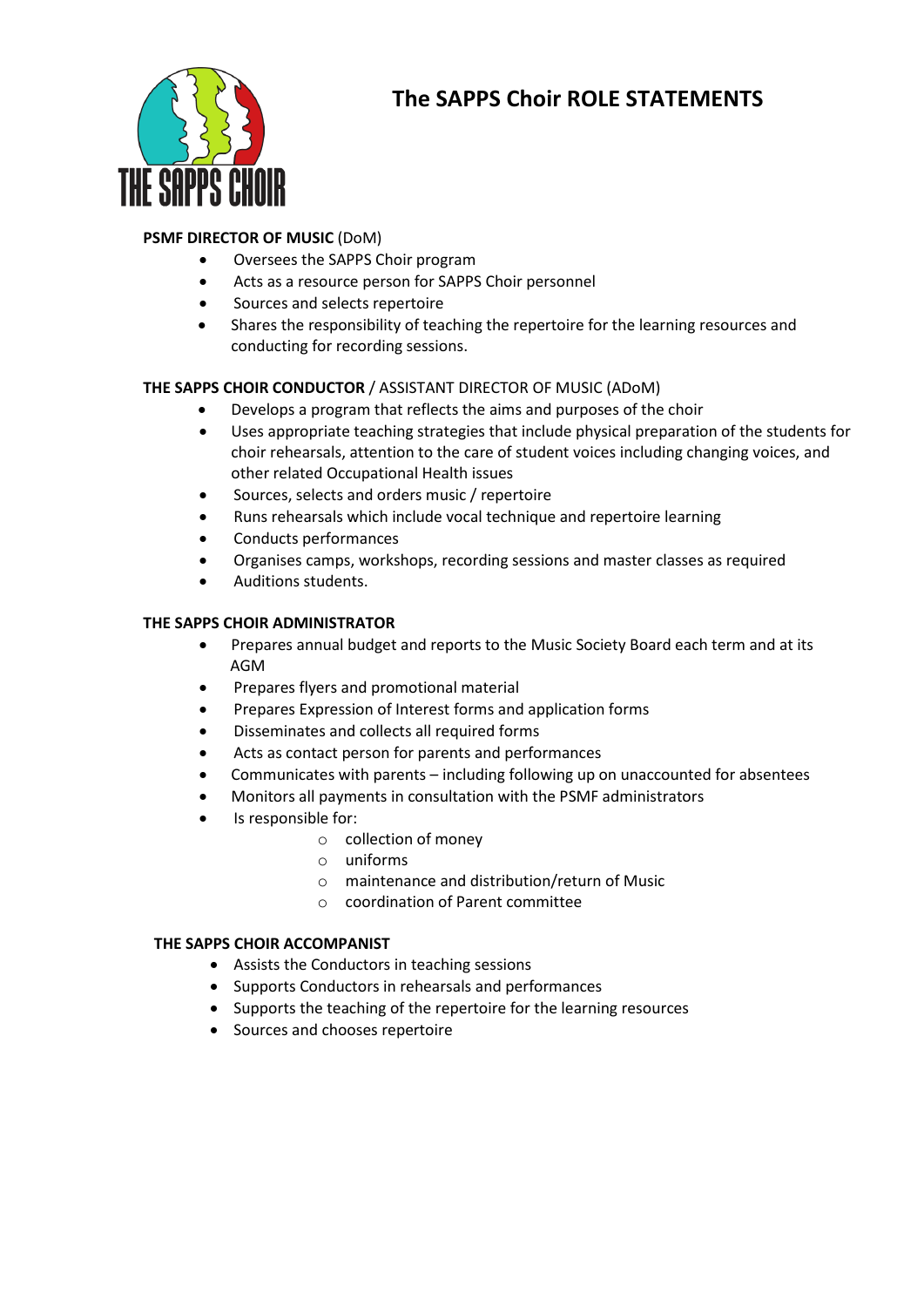# The SAPPS Choir ROLE STATEMENTS

**PSMF DIRECTOR OF MUSIC** (DoM)

- Oversees the SAPPS Choir program
- Acts as a resource person for SAPPS Choir personnel
- Sources and selects repertoire
- Shares the responsibility of teaching the repertoire for the learning resources and conducting for recording sessions.

**THE SAPPS CHOIR CONDUCTOR** / ASSISTANT DIRECTOR OF MUSIC (ADoM)

- Develops a program that reflects the aims and purposes of the choir
- Uses appropriate teaching strategies that include physical preparation of the students for choir rehearsals, attention to the care of student voices including changing voices, and other related Occupational Health issues
- Sources, selects and orders music / repertoire
- Runs rehearsals which include vocal technique and repertoire learning
- Conducts performances
- Organises camps, workshops, recording sessions and master classes as required
- Auditions students.

**THE SAPPS CHOIR ADMINISTRATOR**

- Prepares annual budget and reports to the Music Society Board each term and at its AGM
- Prepares flyers and promotional material
- Prepares Expression of Interest forms and application forms
- Disseminates and collects all required forms
- Acts as contact person for parents and performances
- Communicates with parents – including following up on unaccounted for absentees
- Monitors all payments in consultation with the PSMF administrators
- Is responsible for:
    - collection of money
    - uniforms
    - maintenance and distribution/return of Music
    - coordination of Parent committee

**THE SAPPS CHOIR ACCOMPANIST**

- Assists the Conductors in teaching sessions
- Supports Conductors in rehearsals and performances
- Supports the teaching of the repertoire for the learning resources
- Sources and chooses repertoire